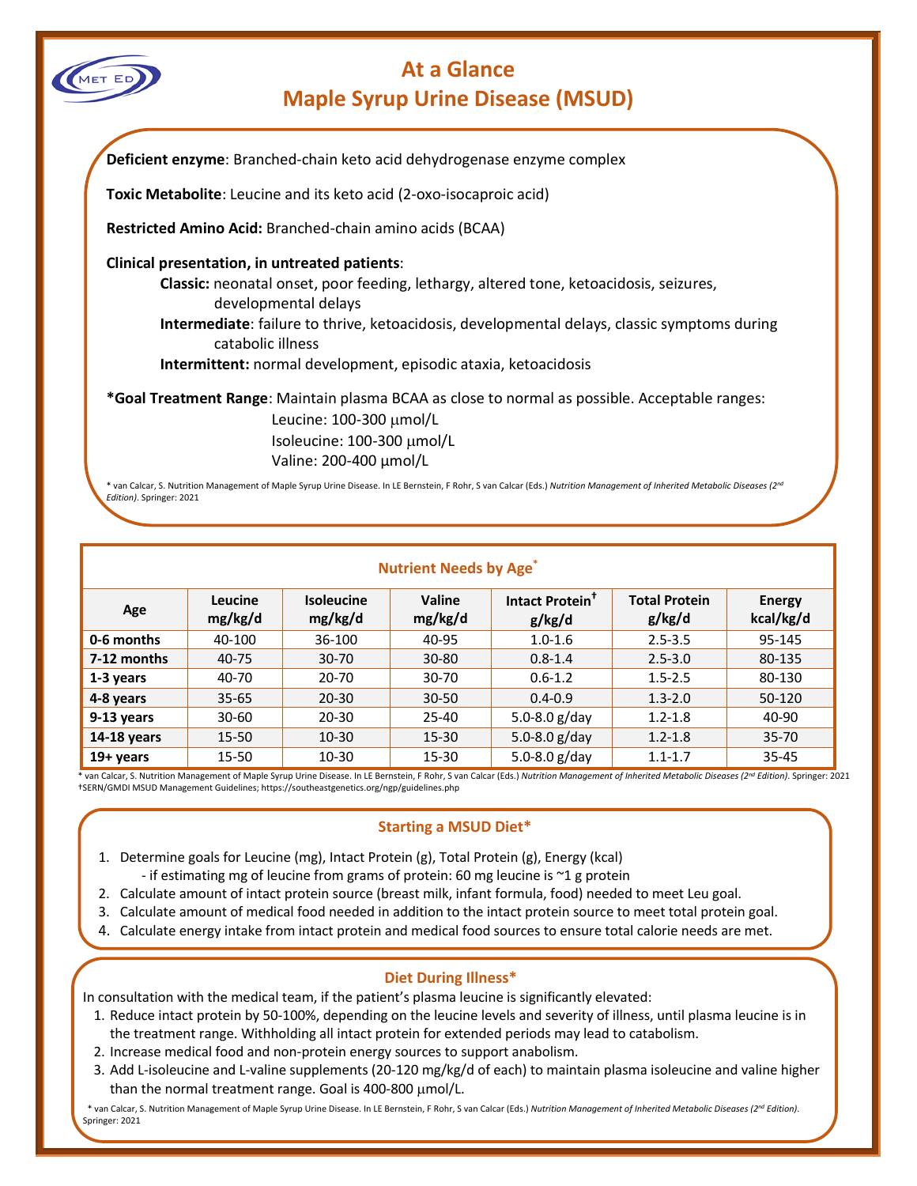# At a Glance
# Maple Syrup Urine Disease (MSUD)

**Deficient enzyme**: Branched-chain keto acid dehydrogenase enzyme complex

**Toxic Metabolite**: Leucine and its keto acid (2-oxo-isocaproic acid)

**Restricted Amino Acid:** Branched-chain amino acids (BCAA)

**Clinical presentation, in untreated patients**:

- **Classic:** neonatal onset, poor feeding, lethargy, altered tone, ketoacidosis, seizures, developmental delays
- **Intermediate**: failure to thrive, ketoacidosis, developmental delays, classic symptoms during catabolic illness
- **Intermittent:** normal development, episodic ataxia, ketoacidosis

**\*Goal Treatment Range**: Maintain plasma BCAA as close to normal as possible. Acceptable ranges:

- Leucine: 100-300 µmol/L
- Isoleucine: 100-300 µmol/L
- Valine: 200-400 µmol/L

\* van Calcar, S. Nutrition Management of Maple Syrup Urine Disease. In LE Bernstein, F Rohr, S van Calcar (Eds.) *Nutrition Management of Inherited Metabolic Diseases (2nd Edition)*. Springer: 2021

## Nutrient Needs by Age*

| Age | Leucine mg/kg/d | Isoleucine mg/kg/d | Valine mg/kg/d | Intact Protein† g/kg/d | Total Protein g/kg/d | Energy kcal/kg/d |
|---|---|---|---|---|---|---|
| **0-6 months** | 40-100 | 36-100 | 40-95 | 1.0-1.6 | 2.5-3.5 | 95-145 |
| **7-12 months** | 40-75 | 30-70 | 30-80 | 0.8-1.4 | 2.5-3.0 | 80-135 |
| **1-3 years** | 40-70 | 20-70 | 30-70 | 0.6-1.2 | 1.5-2.5 | 80-130 |
| **4-8 years** | 35-65 | 20-30 | 30-50 | 0.4-0.9 | 1.3-2.0 | 50-120 |
| **9-13 years** | 30-60 | 20-30 | 25-40 | 5.0-8.0 g/day | 1.2-1.8 | 40-90 |
| **14-18 years** | 15-50 | 10-30 | 15-30 | 5.0-8.0 g/day | 1.2-1.8 | 35-70 |
| **19+ years** | 15-50 | 10-30 | 15-30 | 5.0-8.0 g/day | 1.1-1.7 | 35-45 |

\* van Calcar, S. Nutrition Management of Maple Syrup Urine Disease. In LE Bernstein, F Rohr, S van Calcar (Eds.) *Nutrition Management of Inherited Metabolic Diseases (2nd Edition)*. Springer: 2021
†SERN/GMDI MSUD Management Guidelines; https://southeastgenetics.org/ngp/guidelines.php

## Starting a MSUD Diet*

1. Determine goals for Leucine (mg), Intact Protein (g), Total Protein (g), Energy (kcal)
   - if estimating mg of leucine from grams of protein: 60 mg leucine is ~1 g protein
2. Calculate amount of intact protein source (breast milk, infant formula, food) needed to meet Leu goal.
3. Calculate amount of medical food needed in addition to the intact protein source to meet total protein goal.
4. Calculate energy intake from intact protein and medical food sources to ensure total calorie needs are met.

## Diet During Illness*

In consultation with the medical team, if the patient's plasma leucine is significantly elevated:

1. Reduce intact protein by 50-100%, depending on the leucine levels and severity of illness, until plasma leucine is in the treatment range. Withholding all intact protein for extended periods may lead to catabolism.
2. Increase medical food and non-protein energy sources to support anabolism.
3. Add L-isoleucine and L-valine supplements (20-120 mg/kg/d of each) to maintain plasma isoleucine and valine higher than the normal treatment range. Goal is 400-800 µmol/L.

\* van Calcar, S. Nutrition Management of Maple Syrup Urine Disease. In LE Bernstein, F Rohr, S van Calcar (Eds.) *Nutrition Management of Inherited Metabolic Diseases (2nd Edition)*. Springer: 2021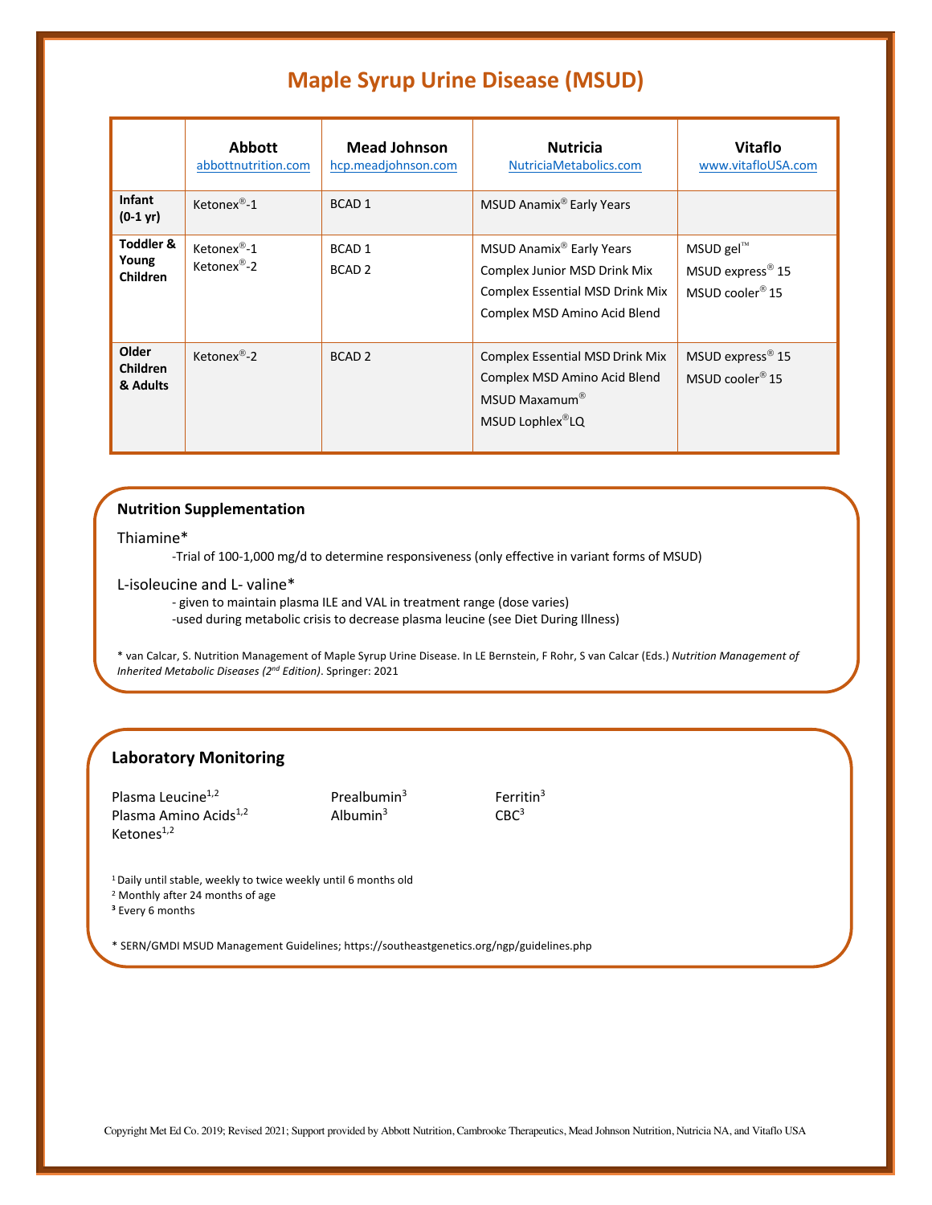# Maple Syrup Urine Disease (MSUD)

| | Abbott<br>abbottnutrition.com | Mead Johnson<br>hcp.meadjohnson.com | Nutricia<br>NutriciaMetabolics.com | Vitaflo<br>www.vitafloUSA.com |
|---|---|---|---|---|
| Infant (0-1 yr) | Ketonex®-1 | BCAD 1 | MSUD Anamix® Early Years | |
| Toddler & Young Children | Ketonex®-1<br>Ketonex®-2 | BCAD 1<br>BCAD 2 | MSUD Anamix® Early Years<br>Complex Junior MSD Drink Mix<br>Complex Essential MSD Drink Mix<br>Complex MSD Amino Acid Blend | MSUD gel™<br>MSUD express® 15<br>MSUD cooler® 15 |
| Older Children & Adults | Ketonex®-2 | BCAD 2 | Complex Essential MSD Drink Mix<br>Complex MSD Amino Acid Blend<br>MSUD Maxamum®<br>MSUD Lophlex®LQ | MSUD express® 15<br>MSUD cooler® 15 |

## Nutrition Supplementation

Thiamine*

- Trial of 100-1,000 mg/d to determine responsiveness (only effective in variant forms of MSUD)

L-isoleucine and L- valine*

- given to maintain plasma ILE and VAL in treatment range (dose varies)
- used during metabolic crisis to decrease plasma leucine (see Diet During Illness)

\* van Calcar, S. Nutrition Management of Maple Syrup Urine Disease. In LE Bernstein, F Rohr, S van Calcar (Eds.) *Nutrition Management of Inherited Metabolic Diseases (2nd Edition)*. Springer: 2021

## Laboratory Monitoring

Plasma Leucine[1,2]
Plasma Amino Acids[1,2]
Ketones[1,2]

Prealbumin[3]
Albumin[3]

Ferritin[3]
CBC[3]

[1] Daily until stable, weekly to twice weekly until 6 months old
[2] Monthly after 24 months of age
[3] Every 6 months

\* SERN/GMDI MSUD Management Guidelines; https://southeastgenetics.org/ngp/guidelines.php

Copyright Met Ed Co. 2019; Revised 2021; Support provided by Abbott Nutrition, Cambrooke Therapeutics, Mead Johnson Nutrition, Nutricia NA, and Vitaflo USA